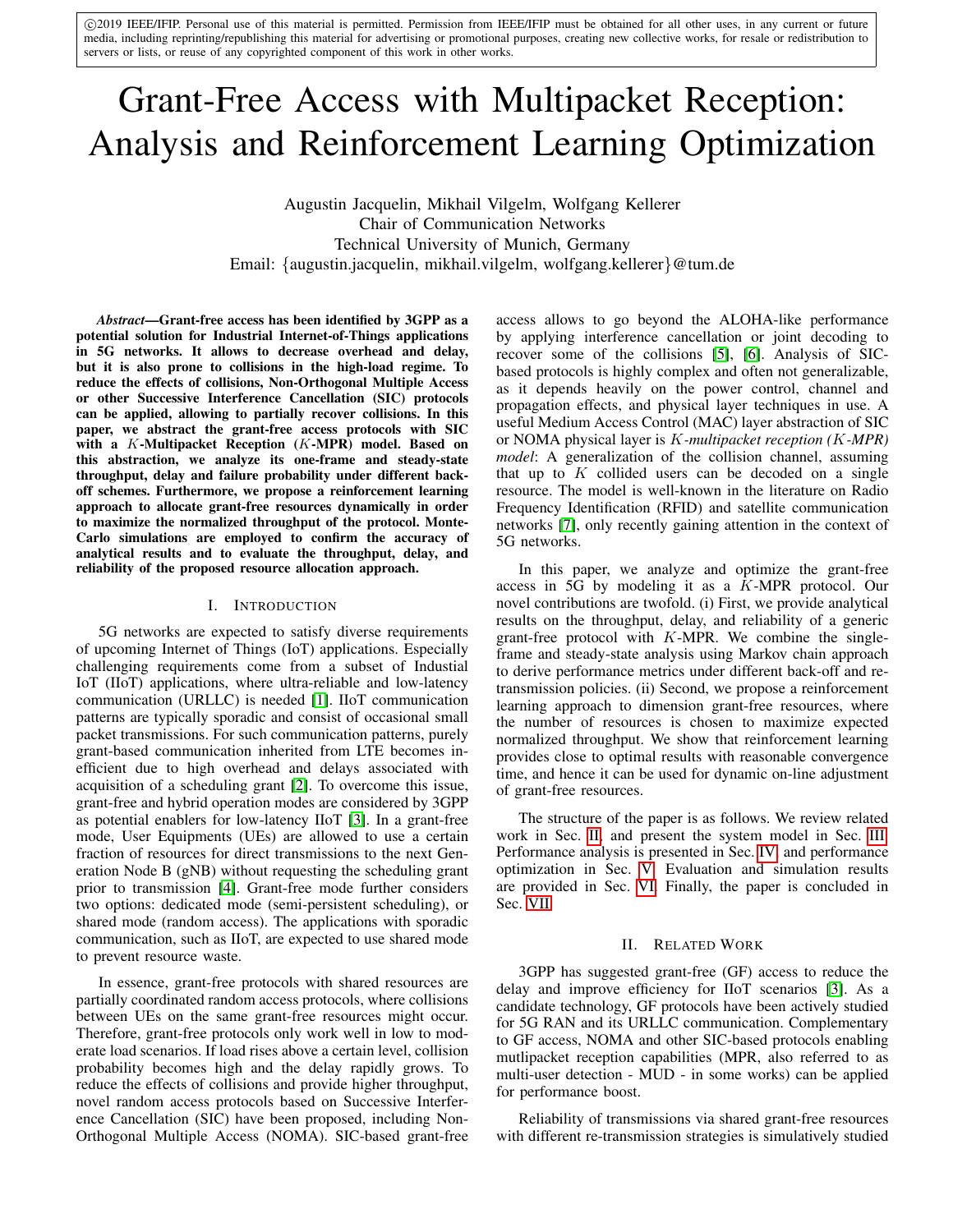©2019 IEEE/IFIP. Personal use of this material is permitted. Permission from IEEE/IFIP must be obtained for all other uses, in any current or future media, including reprinting/republishing this material for advertising or promotional purposes, creating new collective works, for resale or redistribution to servers or lists, or reuse of any copyrighted component of this work in other works.

# Grant-Free Access with Multipacket Reception: Analysis and Reinforcement Learning Optimization

Augustin Jacquelin, Mikhail Vilgelm, Wolfgang Kellerer
Chair of Communication Networks
Technical University of Munich, Germany
Email: {augustin.jacquelin, mikhail.vilgelm, wolfgang.kellerer}@tum.de

***Abstract*—Grant-free access has been identified by 3GPP as a potential solution for Industrial Internet-of-Things applications in 5G networks. It allows to decrease overhead and delay, but it is also prone to collisions in the high-load regime. To reduce the effects of collisions, Non-Orthogonal Multiple Access or other Successive Interference Cancellation (SIC) protocols can be applied, allowing to partially recover collisions. In this paper, we abstract the grant-free access protocols with SIC with a $K$-Multipacket Reception ($K$-MPR) model. Based on this abstraction, we analyze its one-frame and steady-state throughput, delay and failure probability under different back-off schemes. Furthermore, we propose a reinforcement learning approach to allocate grant-free resources dynamically in order to maximize the normalized throughput of the protocol. Monte-Carlo simulations are employed to confirm the accuracy of analytical results and to evaluate the throughput, delay, and reliability of the proposed resource allocation approach.**

## I. Introduction

5G networks are expected to satisfy diverse requirements of upcoming Internet of Things (IoT) applications. Especially challenging requirements come from a subset of Industrial IoT (IIoT) applications, where ultra-reliable and low-latency communication (URLLC) is needed [1]. IIoT communication patterns are typically sporadic and consist of occasional small packet transmissions. For such communication patterns, purely grant-based communication inherited from LTE becomes inefficient due to high overhead and delays associated with acquisition of a scheduling grant [2]. To overcome this issue, grant-free and hybrid operation modes are considered by 3GPP as potential enablers for low-latency IIoT [3]. In a grant-free mode, User Equipments (UEs) are allowed to use a certain fraction of resources for direct transmissions to the next Generation Node B (gNB) without requesting the scheduling grant prior to transmission [4]. Grant-free mode further considers two options: dedicated mode (semi-persistent scheduling), or shared mode (random access). The applications with sporadic communication, such as IIoT, are expected to use shared mode to prevent resource waste.

In essence, grant-free protocols with shared resources are partially coordinated random access protocols, where collisions between UEs on the same grant-free resources might occur. Therefore, grant-free protocols only work well in low to moderate load scenarios. If load rises above a certain level, collision probability becomes high and the delay rapidly grows. To reduce the effects of collisions and provide higher throughput, novel random access protocols based on Successive Interference Cancellation (SIC) have been proposed, including Non-Orthogonal Multiple Access (NOMA). SIC-based grant-free access allows to go beyond the ALOHA-like performance by applying interference cancellation or joint decoding to recover some of the collisions [5], [6]. Analysis of SIC-based protocols is highly complex and often not generalizable, as it depends heavily on the power control, channel and propagation effects, and physical layer techniques in use. A useful Medium Access Control (MAC) layer abstraction of SIC or NOMA physical layer is *$K$-multipacket reception ($K$-MPR) model*: A generalization of the collision channel, assuming that up to $K$ collided users can be decoded on a single resource. The model is well-known in the literature on Radio Frequency Identification (RFID) and satellite communication networks [7], only recently gaining attention in the context of 5G networks.

In this paper, we analyze and optimize the grant-free access in 5G by modeling it as a $K$-MPR protocol. Our novel contributions are twofold. (i) First, we provide analytical results on the throughput, delay, and reliability of a generic grant-free protocol with $K$-MPR. We combine the single-frame and steady-state analysis using Markov chain approach to derive performance metrics under different back-off and re-transmission policies. (ii) Second, we propose a reinforcement learning approach to dimension grant-free resources, where the number of resources is chosen to maximize expected normalized throughput. We show that reinforcement learning provides close to optimal results with reasonable convergence time, and hence it can be used for dynamic on-line adjustment of grant-free resources.

The structure of the paper is as follows. We review related work in Sec. II, and present the system model in Sec. III. Performance analysis is presented in Sec. IV and performance optimization in Sec. V. Evaluation and simulation results are provided in Sec. VI. Finally, the paper is concluded in Sec. VII.

## II. Related Work

3GPP has suggested grant-free (GF) access to reduce the delay and improve efficiency for IIoT scenarios [3]. As a candidate technology, GF protocols have been actively studied for 5G RAN and its URLLC communication. Complementary to GF access, NOMA and other SIC-based protocols enabling mutlipacket reception capabilities (MPR, also referred to as multi-user detection - MUD - in some works) can be applied for performance boost.

Reliability of transmissions via shared grant-free resources with different re-transmission strategies is simulatively studied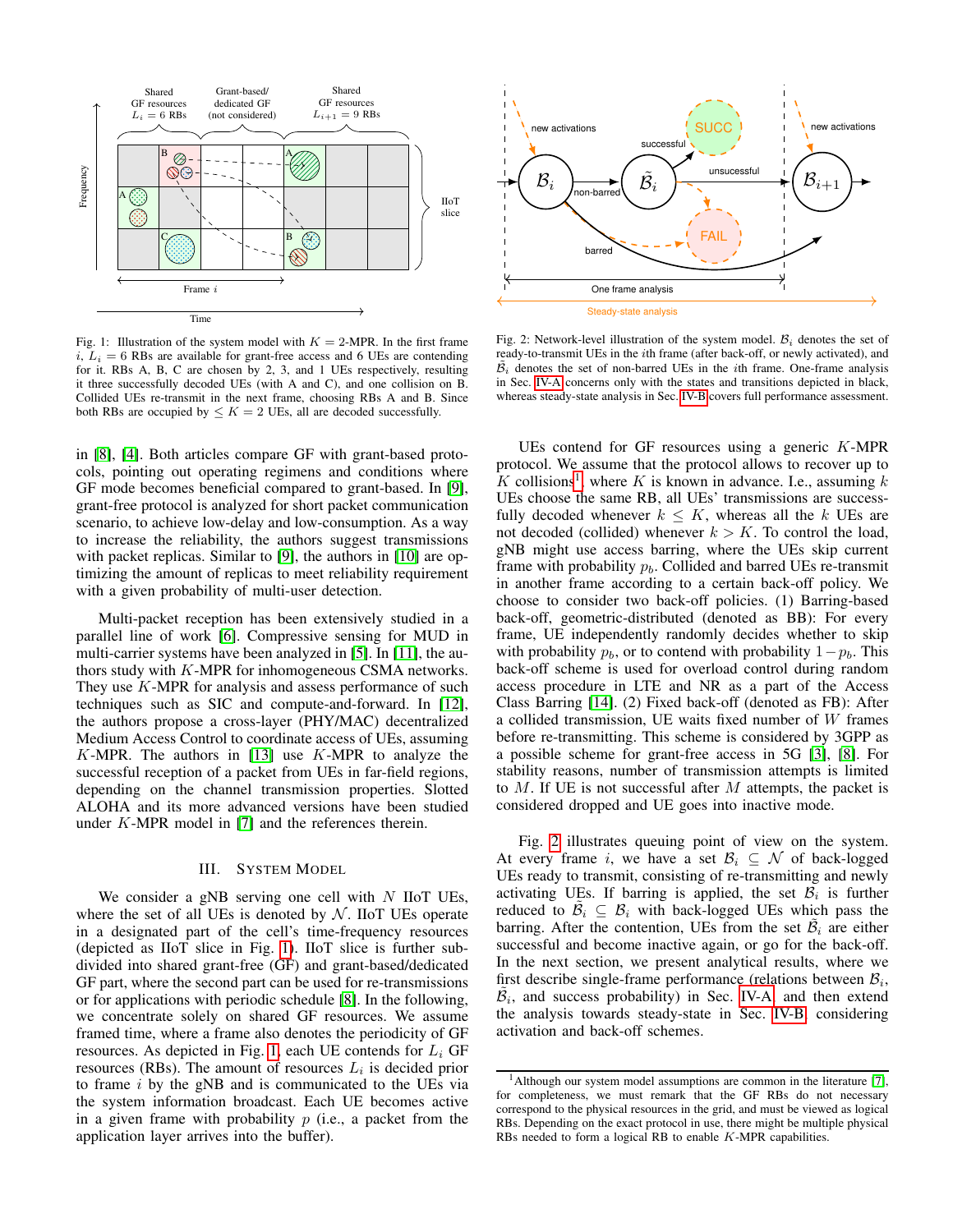Fig. 1: Illustration of the system model with $K = 2$-MPR. In the first frame $i$, $L_i = 6$ RBs are available for grant-free access and 6 UEs are contending for it. RBs A, B, C are chosen by 2, 3, and 1 UEs respectively, resulting it three successfully decoded UEs (with A and C), and one collision on B. Collided UEs re-transmit in the next frame, choosing RBs A and B. Since both RBs are occupied by $\leq K = 2$ UEs, all are decoded successfully.

Fig. 2: Network-level illustration of the system model. $\mathcal{B}_i$ denotes the set of ready-to-transmit UEs in the $i$th frame (after back-off, or newly activated), and $\tilde{\mathcal{B}}_i$ denotes the set of non-barred UEs in the $i$th frame. One-frame analysis in Sec. IV-A concerns only with the states and transitions depicted in black, whereas steady-state analysis in Sec. IV-B covers full performance assessment.

in [8], [4]. Both articles compare GF with grant-based protocols, pointing out operating regimens and conditions where GF mode becomes beneficial compared to grant-based. In [9], grant-free protocol is analyzed for short packet communication scenario, to achieve low-delay and low-consumption. As a way to increase the reliability, the authors suggest transmissions with packet replicas. Similar to [9], the authors in [10] are optimizing the amount of replicas to meet reliability requirement with a given probability of multi-user detection.

Multi-packet reception has been extensively studied in a parallel line of work [6]. Compressive sensing for MUD in multi-carrier systems have been analyzed in [5]. In [11], the authors study with $K$-MPR for inhomogeneous CSMA networks. They use $K$-MPR for analysis and assess performance of such techniques such as SIC and compute-and-forward. In [12], the authors propose a cross-layer (PHY/MAC) decentralized Medium Access Control to coordinate access of UEs, assuming $K$-MPR. The authors in [13] use $K$-MPR to analyze the successful reception of a packet from UEs in far-field regions, depending on the channel transmission properties. Slotted ALOHA and its more advanced versions have been studied under $K$-MPR model in [7] and the references therein.

## III. System Model

We consider a gNB serving one cell with $N$ IIoT UEs, where the set of all UEs is denoted by $\mathcal{N}$. IIoT UEs operate in a designated part of the cell's time-frequency resources (depicted as IIoT slice in Fig. 1). IIoT slice is further subdivided into shared grant-free (GF) and grant-based/dedicated GF part, where the second part can be used for re-transmissions or for applications with periodic schedule [8]. In the following, we concentrate solely on shared GF resources. We assume framed time, where a frame also denotes the periodicity of GF resources. As depicted in Fig. 1, each UE contends for $L_i$ GF resources (RBs). The amount of resources $L_i$ is decided prior to frame $i$ by the gNB and is communicated to the UEs via the system information broadcast. Each UE becomes active in a given frame with probability $p$ (i.e., a packet from the application layer arrives into the buffer).

UEs contend for GF resources using a generic $K$-MPR protocol. We assume that the protocol allows to recover up to $K$ collisions[1], where $K$ is known in advance. I.e., assuming $k$ UEs choose the same RB, all UEs' transmissions are successfully decoded whenever $k \leq K$, whereas all the $k$ UEs are not decoded (collided) whenever $k > K$. To control the load, gNB might use access barring, where the UEs skip current frame with probability $p_b$. Collided and barred UEs re-transmit in another frame according to a certain back-off policy. We choose to consider two back-off policies. (1) Barring-based back-off, geometric-distributed (denoted as BB): For every frame, UE independently randomly decides whether to skip with probability $p_b$, or to contend with probability $1-p_b$. This back-off scheme is used for overload control during random access procedure in LTE and NR as a part of the Access Class Barring [14]. (2) Fixed back-off (denoted as FB): After a collided transmission, UE waits fixed number of $W$ frames before re-transmitting. This scheme is considered by 3GPP as a possible scheme for grant-free access in 5G [3], [8]. For stability reasons, number of transmission attempts is limited to $M$. If UE is not successful after $M$ attempts, the packet is considered dropped and UE goes into inactive mode.

Fig. 2 illustrates queuing point of view on the system. At every frame $i$, we have a set $\mathcal{B}_i \subseteq \mathcal{N}$ of back-logged UEs ready to transmit, consisting of re-transmitting and newly activating UEs. If barring is applied, the set $\mathcal{B}_i$ is further reduced to $\tilde{\mathcal{B}}_i \subseteq \mathcal{B}_i$ with back-logged UEs which pass the barring. After the contention, UEs from the set $\tilde{\mathcal{B}}_i$ are either successful and become inactive again, or go for the back-off. In the next section, we present analytical results, where we first describe single-frame performance (relations between $\mathcal{B}_i$, $\tilde{\mathcal{B}}_i$, and success probability) in Sec. IV-A, and then extend the analysis towards steady-state in Sec. IV-B, considering activation and back-off schemes.

[1] Although our system model assumptions are common in the literature [7], for completeness, we must remark that the GF RBs do not necessary correspond to the physical resources in the grid, and must be viewed as logical RBs. Depending on the exact protocol in use, there might be multiple physical RBs needed to form a logical RB to enable $K$-MPR capabilities.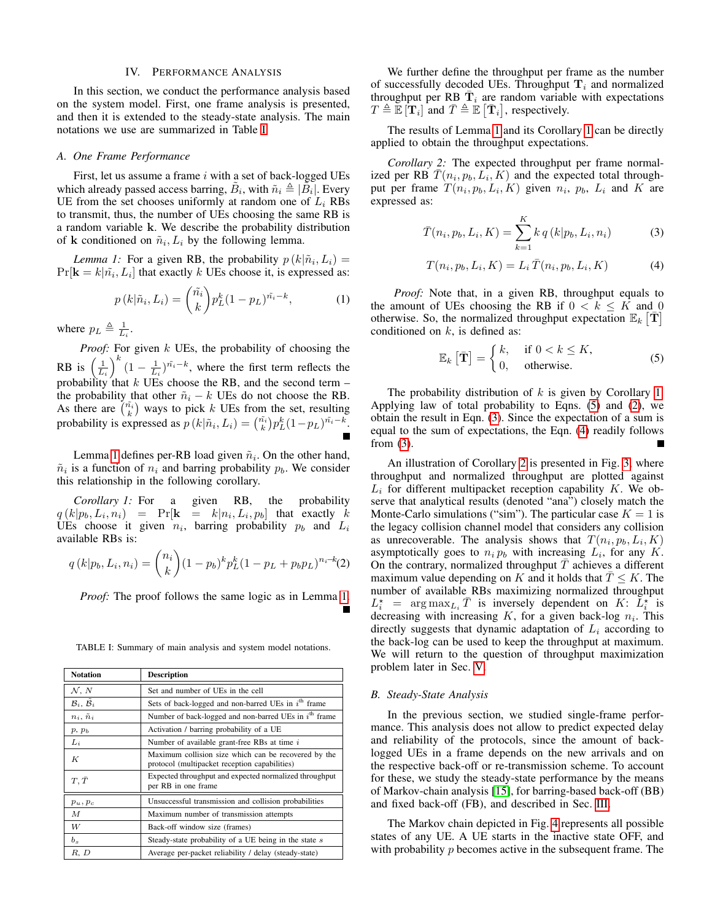## IV. Performance Analysis

In this section, we conduct the performance analysis based on the system model. First, one frame analysis is presented, and then it is extended to the steady-state analysis. The main notations we use are summarized in Table I.

### A. One Frame Performance

First, let us assume a frame $i$ with a set of back-logged UEs which already passed access barring, $\tilde{B}_i$, with $\tilde{n}_i \triangleq |\tilde{B}_i|$. Every UE from the set chooses uniformly at random one of $L_i$ RBs to transmit, thus, the number of UEs choosing the same RB is a random variable $\mathbf{k}$. We describe the probability distribution of $\mathbf{k}$ conditioned on $\tilde{n}_i, L_i$ by the following lemma.

*Lemma 1:* For a given RB, the probability $p\left(k|\tilde{n}_i, L_i\right) = \Pr[\mathbf{k} = k|\tilde{n}_i, L_i]$ that exactly $k$ UEs choose it, is expressed as:

$$p\left(k|\tilde{n}_i, L_i\right) = \binom{\tilde{n}_i}{k} p_L^k (1-p_L)^{\tilde{n}_i - k}, \tag{1}$$

where $p_L \triangleq \frac{1}{L_i}$.

*Proof:* For given $k$ UEs, the probability of choosing the RB is $\left(\frac{1}{L_i}\right)^k (1 - \frac{1}{L_i})^{\tilde{n}_i - k}$, where the first term reflects the probability that $k$ UEs choose the RB, and the second term – the probability that other $\tilde{n}_i - k$ UEs do not choose the RB. As there are $\binom{\tilde{n}_i}{k}$ ways to pick $k$ UEs from the set, resulting probability is expressed as $p\left(k|\tilde{n}_i, L_i\right) = \binom{\tilde{n}_i}{k} p_L^k (1-p_L)^{\tilde{n}_i - k}$. ■

Lemma 1 defines per-RB load given $\tilde{n}_i$. On the other hand, $\tilde{n}_i$ is a function of $n_i$ and barring probability $p_b$. We consider this relationship in the following corollary.

*Corollary 1:* For a given RB, the probability $q\left(k|p_b, L_i, n_i\right) = \Pr[\mathbf{k} = k|n_i, L_i, p_b]$ that exactly $k$ UEs choose it given $n_i$, barring probability $p_b$ and $L_i$ available RBs is:

$$q\left(k|p_b, L_i, n_i\right) = \binom{n_i}{k} (1-p_b)^k p_L^k (1 - p_L + p_b p_L)^{n_i - k} \tag{2}$$

*Proof:* The proof follows the same logic as in Lemma 1. ■

TABLE I: Summary of main analysis and system model notations.

| Notation | Description |
|---|---|
| $\mathcal{N}$, $N$ | Set and number of UEs in the cell |
| $\mathcal{B}_i$, $\tilde{\mathcal{B}}_i$ | Sets of back-logged and non-barred UEs in $i^{\text{th}}$ frame |
| $n_i$, $\tilde{n}_i$ | Number of back-logged and non-barred UEs in $i^{\text{th}}$ frame |
| $p$, $p_b$ | Activation / barring probability of a UE |
| $L_i$ | Number of available grant-free RBs at time $i$ |
| $K$ | Maximum collision size which can be recovered by the protocol (multipacket reception capabilities) |
| $T, \bar{T}$ | Expected throughput and expected normalized throughput per RB in one frame |
| $p_u$, $p_c$ | Unsuccessful transmission and collision probabilities |
| $M$ | Maximum number of transmission attempts |
| $W$ | Back-off window size (frames) |
| $b_s$ | Steady-state probability of a UE being in the state $s$ |
| $R$, $D$ | Average per-packet reliability / delay (steady-state) |

We further define the throughput per frame as the number of successfully decoded UEs. Throughput $\mathbf{T}_i$ and normalized throughput per RB $\bar{\mathbf{T}}_i$ are random variable with expectations $T \triangleq \mathbb{E}\left[\mathbf{T}_i\right]$ and $\bar{T} \triangleq \mathbb{E}\left[\bar{\mathbf{T}}_i\right]$, respectively.

The results of Lemma 1 and its Corollary 1 can be directly applied to obtain the throughput expectations.

*Corollary 2:* The expected throughput per frame normalized per RB $\bar{T}(n_i, p_b, L_i, K)$ and the expected total throughput per frame $T(n_i, p_b, L_i, K)$ given $n_i$, $p_b$, $L_i$ and $K$ are expressed as:

$$\bar{T}(n_i, p_b, L_i, K) = \sum_{k=1}^{K} k\, q\left(k|p_b, L_i, n_i\right) \tag{3}$$

$$T(n_i, p_b, L_i, K) = L_i\, \bar{T}(n_i, p_b, L_i, K) \tag{4}$$

*Proof:* Note that, in a given RB, throughput equals to the amount of UEs choosing the RB if $0 < k \leq K$ and 0 otherwise. So, the normalized throughput expectation $\mathbb{E}_k\left[\bar{\mathbf{T}}\right]$ conditioned on $k$, is defined as:

$$\mathbb{E}_k\left[\bar{\mathbf{T}}\right] = \begin{cases} k, & \text{if } 0 < k \leq K, \\ 0, & \text{otherwise.} \end{cases} \tag{5}$$

The probability distribution of $k$ is given by Corollary 1. Applying law of total probability to Eqns. (5) and (2), we obtain the result in Eqn. (3). Since the expectation of a sum is equal to the sum of expectations, the Eqn. (4) readily follows from (3). ■

An illustration of Corollary 2 is presented in Fig. 3, where throughput and normalized throughput are plotted against $L_i$ for different multipacket reception capability $K$. We observe that analytical results (denoted "ana") closely match the Monte-Carlo simulations ("sim"). The particular case $K = 1$ is the legacy collision channel model that considers any collision as unrecoverable. The analysis shows that $T(n_i, p_b, L_i, K)$ asymptotically goes to $n_i p_b$ with increasing $L_i$, for any $K$. On the contrary, normalized throughput $\bar{T}$ achieves a different maximum value depending on $K$ and it holds that $\bar{T} \leq K$. The number of available RBs maximizing normalized throughput $L_i^\star = \arg\max_{L_i} \bar{T}$ is inversely dependent on $K$: $L_i^\star$ is decreasing with increasing $K$, for a given back-log $n_i$. This directly suggests that dynamic adaptation of $L_i$ according to the back-log can be used to keep the throughput at maximum. We will return to the question of throughput maximization problem later in Sec. V.

### B. Steady-State Analysis

In the previous section, we studied single-frame performance. This analysis does not allow to predict expected delay and reliability of the protocols, since the amount of back-logged UEs in a frame depends on the new arrivals and on the respective back-off or re-transmission scheme. To account for these, we study the steady-state performance by the means of Markov-chain analysis [15], for barring-based back-off (BB) and fixed back-off (FB), and described in Sec. III.

The Markov chain depicted in Fig. 4 represents all possible states of any UE. A UE starts in the inactive state OFF, and with probability $p$ becomes active in the subsequent frame. The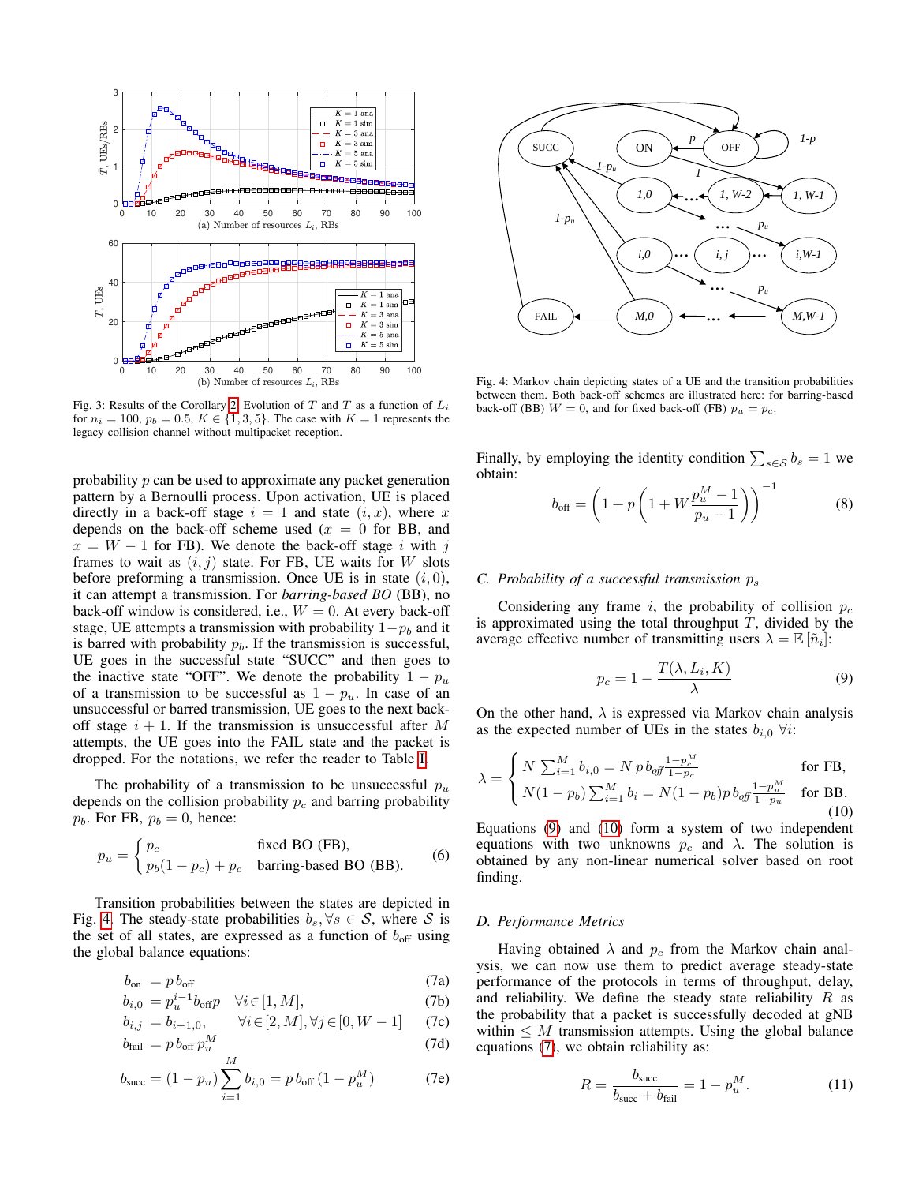Fig. 3: Results of the Corollary 2. Evolution of $\bar{T}$ and $T$ as a function of $L_i$ for $n_i = 100$, $p_b = 0.5$, $K \in \{1, 3, 5\}$. The case with $K = 1$ represents the legacy collision channel without multipacket reception.

Fig. 4: Markov chain depicting states of a UE and the transition probabilities between them. Both back-off schemes are illustrated here: for barring-based back-off (BB) $W = 0$, and for fixed back-off (FB) $p_u = p_c$.

probability $p$ can be used to approximate any packet generation pattern by a Bernoulli process. Upon activation, UE is placed directly in a back-off stage $i = 1$ and state $(i, x)$, where $x$ depends on the back-off scheme used ($x = 0$ for BB, and $x = W - 1$ for FB). We denote the back-off stage $i$ with $j$ frames to wait as $(i, j)$ state. For FB, UE waits for $W$ slots before preforming a transmission. Once UE is in state $(i, 0)$, it can attempt a transmission. For *barring-based BO* (BB), no back-off window is considered, i.e., $W = 0$. At every back-off stage, UE attempts a transmission with probability $1 - p_b$ and it is barred with probability $p_b$. If the transmission is successful, UE goes in the successful state "SUCC" and then goes to the inactive state "OFF". We denote the probability $1 - p_u$ of a transmission to be successful as $1 - p_u$. In case of an unsuccessful or barred transmission, UE goes to the next back-off stage $i + 1$. If the transmission is unsuccessful after $M$ attempts, the UE goes into the FAIL state and the packet is dropped. For the notations, we refer the reader to Table I.

The probability of a transmission to be unsuccessful $p_u$ depends on the collision probability $p_c$ and barring probability $p_b$. For FB, $p_b = 0$, hence:

$$p_u = \begin{cases} p_c & \text{fixed BO (FB),} \\ p_b(1 - p_c) + p_c & \text{barring-based BO (BB).} \end{cases} \tag{6}$$

Transition probabilities between the states are depicted in Fig. 4. The steady-state probabilities $b_s, \forall s \in \mathcal{S}$, where $\mathcal{S}$ is the set of all states, are expressed as a function of $b_{\text{off}}$ using the global balance equations:

$$b_{\text{on}} = p\, b_{\text{off}} \tag{7a}$$

$$b_{i,0} = p_u^{i-1} b_{\text{off}} p \quad \forall i \in [1, M], \tag{7b}$$

$$b_{i,j} = b_{i-1,0}, \quad \forall i \in [2, M], \forall j \in [0, W-1] \tag{7c}$$

$$b_{\text{fail}} = p\, b_{\text{off}}\, p_u^M \tag{7d}$$

$$b_{\text{succ}} = (1 - p_u) \sum_{i=1}^{M} b_{i,0} = p\, b_{\text{off}}\, (1 - p_u^M) \tag{7e}$$

Finally, by employing the identity condition $\sum_{s \in \mathcal{S}} b_s = 1$ we obtain:

$$b_{\text{off}} = \left(1 + p\left(1 + W \frac{p_u^M - 1}{p_u - 1}\right)\right)^{-1} \tag{8}$$

### C. Probability of a successful transmission $p_s$

Considering any frame $i$, the probability of collision $p_c$ is approximated using the total throughput $T$, divided by the average effective number of transmitting users $\lambda = \mathbb{E}[\tilde{n}_i]$:

$$p_c = 1 - \frac{T(\lambda, L_i, K)}{\lambda} \tag{9}$$

On the other hand, $\lambda$ is expressed via Markov chain analysis as the expected number of UEs in the states $b_{i,0}$ $\forall i$:

$$\lambda = \begin{cases} N \sum_{i=1}^{M} b_{i,0} = N\, p\, b_{\mathit{off}} \frac{1 - p_c^M}{1 - p_c} & \text{for FB,} \\ N(1 - p_b) \sum_{i=1}^{M} b_i = N(1 - p_b) p\, b_{\mathit{off}} \frac{1 - p_u^M}{1 - p_u} & \text{for BB.} \end{cases} \tag{10}$$

Equations (9) and (10) form a system of two independent equations with two unknowns $p_c$ and $\lambda$. The solution is obtained by any non-linear numerical solver based on root finding.

### D. Performance Metrics

Having obtained $\lambda$ and $p_c$ from the Markov chain analysis, we can now use them to predict average steady-state performance of the protocols in terms of throughput, delay, and reliability. We define the steady state reliability $R$ as the probability that a packet is successfully decoded at gNB within $\leq M$ transmission attempts. Using the global balance equations (7), we obtain reliability as:

$$R = \frac{b_{\text{succ}}}{b_{\text{succ}} + b_{\text{fail}}} = 1 - p_u^M. \tag{11}$$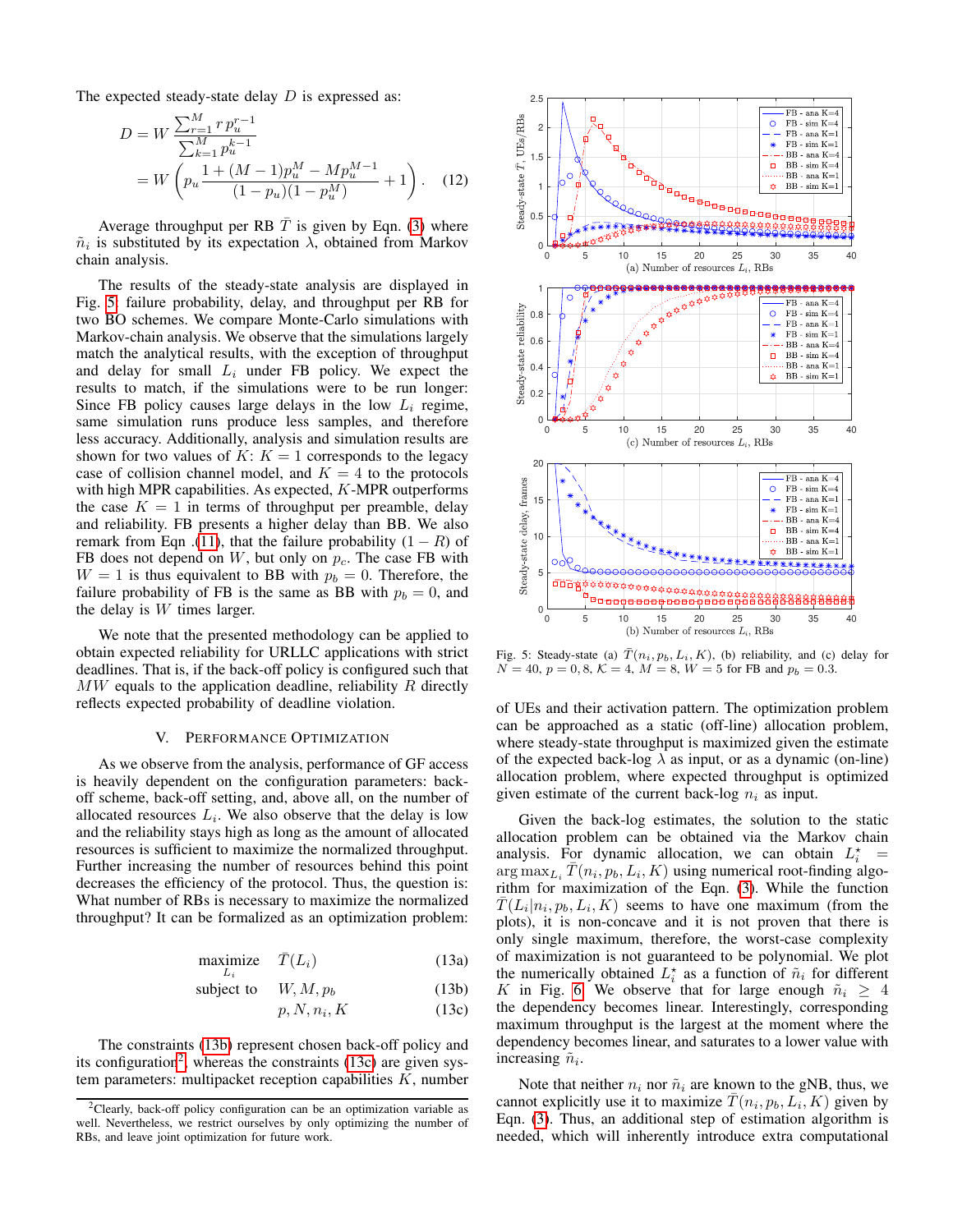The expected steady-state delay $D$ is expressed as:

$$
\begin{aligned}
D &= W \frac{\sum_{r=1}^{M} r\, p_u^{r-1}}{\sum_{k=1}^{M} p_u^{k-1}} \\
&= W \left( p_u \frac{1 + (M-1)p_u^M - M p_u^{M-1}}{(1-p_u)(1-p_u^M)} + 1 \right). \quad (12)
\end{aligned}
$$

Average throughput per RB $\bar{T}$ is given by Eqn. (3) where $\tilde{n}_i$ is substituted by its expectation $\lambda$, obtained from Markov chain analysis.

The results of the steady-state analysis are displayed in Fig. 5: failure probability, delay, and throughput per RB for two BO schemes. We compare Monte-Carlo simulations with Markov-chain analysis. We observe that the simulations largely match the analytical results, with the exception of throughput and delay for small $L_i$ under FB policy. We expect the results to match, if the simulations were to be run longer: Since FB policy causes large delays in the low $L_i$ regime, same simulation runs produce less samples, and therefore less accuracy. Additionally, analysis and simulation results are shown for two values of $K$: $K = 1$ corresponds to the legacy case of collision channel model, and $K = 4$ to the protocols with high MPR capabilities. As expected, $K$-MPR outperforms the case $K = 1$ in terms of throughput per preamble, delay and reliability. FB presents a higher delay than BB. We also remark from Eqn .(11), that the failure probability $(1 - R)$ of FB does not depend on $W$, but only on $p_c$. The case FB with $W = 1$ is thus equivalent to BB with $p_b = 0$. Therefore, the failure probability of FB is the same as BB with $p_b = 0$, and the delay is $W$ times larger.

We note that the presented methodology can be applied to obtain expected reliability for URLLC applications with strict deadlines. That is, if the back-off policy is configured such that $MW$ equals to the application deadline, reliability $R$ directly reflects expected probability of deadline violation.

Fig. 5: Steady-state (a) $\bar{T}(n_i, p_b, L_i, K)$, (b) reliability, and (c) delay for $N = 40$, $p = 0, 8$, $\mathcal{K} = 4$, $M = 8$, $W = 5$ for FB and $p_b = 0.3$.

## V. Performance Optimization

As we observe from the analysis, performance of GF access is heavily dependent on the configuration parameters: back-off scheme, back-off setting, and, above all, on the number of allocated resources $L_i$. We also observe that the delay is low and the reliability stays high as long as the amount of allocated resources is sufficient to maximize the normalized throughput. Further increasing the number of resources behind this point decreases the efficiency of the protocol. Thus, the question is: What number of RBs is necessary to maximize the normalized throughput? It can be formalized as an optimization problem:

$$
\begin{aligned}
\underset{L_i}{\text{maximize}} \quad & \bar{T}(L_i) && (13a) \\
\text{subject to} \quad & W, M, p_b && (13b) \\
& p, N, n_i, K && (13c)
\end{aligned}
$$

The constraints (13b) represent chosen back-off policy and its configuration[2], whereas the constraints (13c) are given system parameters: multipacket reception capabilities $K$, number of UEs and their activation pattern. The optimization problem can be approached as a static (off-line) allocation problem, where steady-state throughput is maximized given the estimate of the expected back-log $\lambda$ as input, or as a dynamic (on-line) allocation problem, where expected throughput is optimized given estimate of the current back-log $n_i$ as input.

Given the back-log estimates, the solution to the static allocation problem can be obtained via the Markov chain analysis. For dynamic allocation, we can obtain $L_i^\star = \arg\max_{L_i} \bar{T}(n_i, p_b, L_i, K)$ using numerical root-finding algorithm for maximization of the Eqn. (3). While the function $\bar{T}(L_i | n_i, p_b, L_i, K)$ seems to have one maximum (from the plots), it is non-concave and it is not proven that there is only single maximum, therefore, the worst-case complexity of maximization is not guaranteed to be polynomial. We plot the numerically obtained $L_i^\star$ as a function of $\tilde{n}_i$ for different $K$ in Fig. 6. We observe that for large enough $\tilde{n}_i \geq 4$ the dependency becomes linear. Interestingly, corresponding maximum throughput is the largest at the moment where the dependency becomes linear, and saturates to a lower value with increasing $\tilde{n}_i$.

Note that neither $n_i$ nor $\tilde{n}_i$ are known to the gNB, thus, we cannot explicitly use it to maximize $\bar{T}(n_i, p_b, L_i, K)$ given by Eqn. (3). Thus, an additional step of estimation algorithm is needed, which will inherently introduce extra computational

[2] Clearly, back-off policy configuration can be an optimization variable as well. Nevertheless, we restrict ourselves by only optimizing the number of RBs, and leave joint optimization for future work.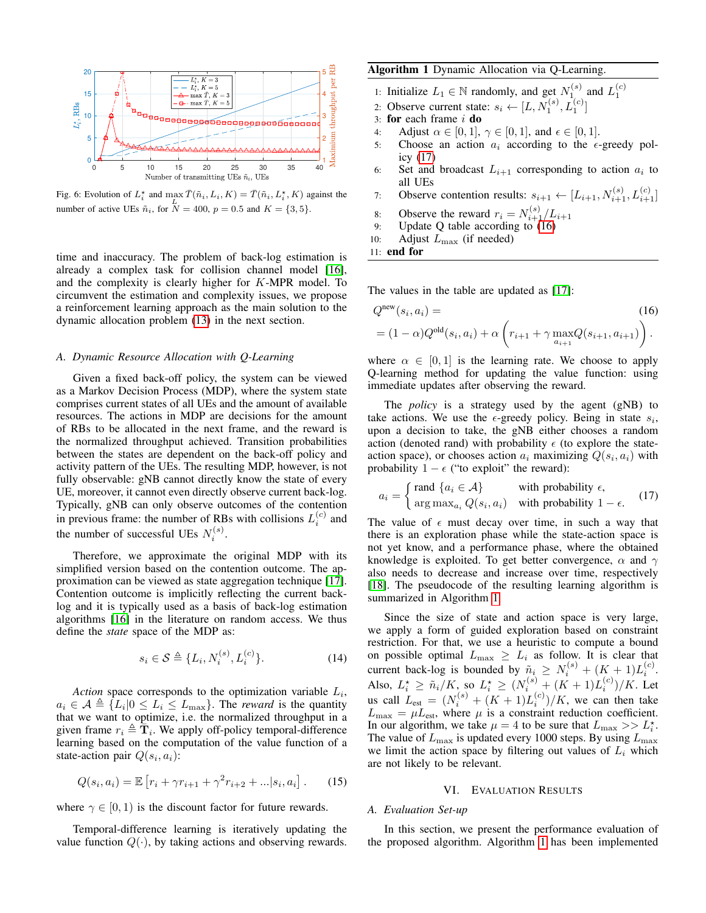Fig. 6: Evolution of $L_i^\star$ and $\max_L \bar{T}(\tilde{n}_i, L_i, K) = \bar{T}(\tilde{n}_i, L_i^\star, K)$ against the number of active UEs $\tilde{n}_i$, for $N = 400$, $p = 0.5$ and $K = \{3, 5\}$.

time and inaccuracy. The problem of back-log estimation is already a complex task for collision channel model [16], and the complexity is clearly higher for $K$-MPR model. To circumvent the estimation and complexity issues, we propose a reinforcement learning approach as the main solution to the dynamic allocation problem (13) in the next section.

### A. Dynamic Resource Allocation with Q-Learning

Given a fixed back-off policy, the system can be viewed as a Markov Decision Process (MDP), where the system state comprises current states of all UEs and the amount of available resources. The actions in MDP are decisions for the amount of RBs to be allocated in the next frame, and the reward is the normalized throughput achieved. Transition probabilities between the states are dependent on the back-off policy and activity pattern of the UEs. The resulting MDP, however, is not fully observable: gNB cannot directly know the state of every UE, moreover, it cannot even directly observe current back-log. Typically, gNB can only observe outcomes of the contention in previous frame: the number of RBs with collisions $L_i^{(c)}$ and the number of successful UEs $N_i^{(s)}$.

Therefore, we approximate the original MDP with its simplified version based on the contention outcome. The approximation can be viewed as state aggregation technique [17]. Contention outcome is implicitly reflecting the current back-log and it is typically used as a basis of back-log estimation algorithms [16] in the literature on random access. We thus define the *state* space of the MDP as:

$$s_i \in \mathcal{S} \triangleq \{L_i, N_i^{(s)}, L_i^{(c)}\}. \tag{14}$$

*Action* space corresponds to the optimization variable $L_i$, $a_i \in \mathcal{A} \triangleq \{L_i | 0 \leq L_i \leq L_{\max}\}$. The *reward* is the quantity that we want to optimize, i.e. the normalized throughput in a given frame $r_i \triangleq \bar{\mathbf{T}}_i$. We apply off-policy temporal-difference learning based on the computation of the value function of a state-action pair $Q(s_i, a_i)$:

$$Q(s_i, a_i) = \mathbb{E}\left[r_i + \gamma r_{i+1} + \gamma^2 r_{i+2} + ... | s_i, a_i\right]. \tag{15}$$

where $\gamma \in [0, 1)$ is the discount factor for future rewards.

Temporal-difference learning is iteratively updating the value function $Q(\cdot)$, by taking actions and observing rewards.

**Algorithm 1** Dynamic Allocation via Q-Learning.

```
1:  Initialize L_1 ∈ ℕ randomly, and get N_1^(s) and L_1^(c)
2:  Observe current state: s_i ← [L, N_1^(s), L_1^(c)]
3:  for each frame i do
4:      Adjust α ∈ [0,1], γ ∈ [0,1], and ε ∈ [0,1].
5:      Choose an action a_i according to the ε-greedy policy (17)
6:      Set and broadcast L_{i+1} corresponding to action a_i to all UEs
7:      Observe contention results: s_{i+1} ← [L_{i+1}, N_{i+1}^(s), L_{i+1}^(c)]
8:      Observe the reward r_i = N_{i+1}^(s) / L_{i+1}
9:      Update Q table according to (16)
10:     Adjust L_max (if needed)
11: end for
```

The values in the table are updated as [17]:

$$\begin{aligned} &Q^{\text{new}}(s_i, a_i) = \\ &= (1-\alpha) Q^{\text{old}}(s_i, a_i) + \alpha \left( r_{i+1} + \gamma \max_{a_{i+1}} Q(s_{i+1}, a_{i+1}) \right). \end{aligned} \tag{16}$$

where $\alpha \in [0, 1]$ is the learning rate. We choose to apply Q-learning method for updating the value function: using immediate updates after observing the reward.

The *policy* is a strategy used by the agent (gNB) to take actions. We use the $\epsilon$-greedy policy. Being in state $s_i$, upon a decision to take, the gNB either chooses a random action (denoted rand) with probability $\epsilon$ (to explore the state-action space), or chooses action $a_i$ maximizing $Q(s_i, a_i)$ with probability $1-\epsilon$ ("to exploit" the reward):

$$a_i = \begin{cases} \text{rand } \{a_i \in \mathcal{A}\} & \text{with probability } \epsilon, \\ \arg\max_{a_i} Q(s_i, a_i) & \text{with probability } 1-\epsilon. \end{cases} \tag{17}$$

The value of $\epsilon$ must decay over time, in such a way that there is an exploration phase while the state-action space is not yet know, and a performance phase, where the obtained knowledge is exploited. To get better convergence, $\alpha$ and $\gamma$ also needs to decrease and increase over time, respectively [18]. The pseudocode of the resulting learning algorithm is summarized in Algorithm 1.

Since the size of state and action space is very large, we apply a form of guided exploration based on constraint restriction. For that, we use a heuristic to compute a bound on possible optimal $L_{\max} \geq L_i$ as follow. It is clear that current back-log is bounded by $\tilde{n}_i \geq N_i^{(s)} + (K+1)L_i^{(c)}$. Also, $L_i^\star \geq \tilde{n}_i / K$, so $L_i^\star \geq (N_i^{(s)} + (K+1)L_i^{(c)})/K$. Let us call $L_{\text{est}} = (N_i^{(s)} + (K+1)L_i^{(c)})/K$, we can then take $L_{\max} = \mu L_{\text{est}}$, where $\mu$ is a constraint reduction coefficient. In our algorithm, we take $\mu = 4$ to be sure that $L_{\max} >> L_i^\star$. The value of $L_{\max}$ is updated every 1000 steps. By using $L_{\max}$ we limit the action space by filtering out values of $L_i$ which are not likely to be relevant.

## VI. Evaluation Results

### A. Evaluation Set-up

In this section, we present the performance evaluation of the proposed algorithm. Algorithm 1 has been implemented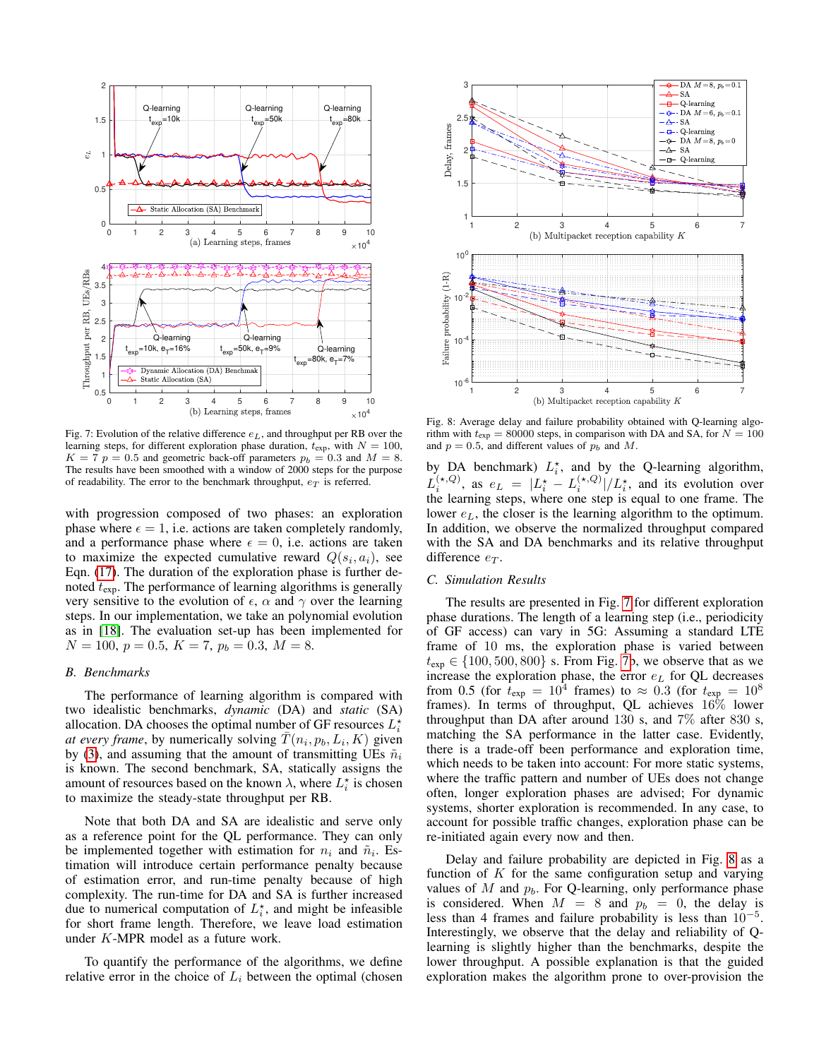Fig. 7: Evolution of the relative difference $e_L$, and throughput per RB over the learning steps, for different exploration phase duration, $t_{\text{exp}}$, with $N = 100$, $K = 7$ $p = 0.5$ and geometric back-off parameters $p_b = 0.3$ and $M = 8$. The results have been smoothed with a window of 2000 steps for the purpose of readability. The error to the benchmark throughput, $e_T$ is referred.

with progression composed of two phases: an exploration phase where $\epsilon = 1$, i.e. actions are taken completely randomly, and a performance phase where $\epsilon = 0$, i.e. actions are taken to maximize the expected cumulative reward $Q(s_i, a_i)$, see Eqn. (17). The duration of the exploration phase is further denoted $t_{\text{exp}}$. The performance of learning algorithms is generally very sensitive to the evolution of $\epsilon$, $\alpha$ and $\gamma$ over the learning steps. In our implementation, we take an polynomial evolution as in [18]. The evaluation set-up has been implemented for $N = 100$, $p = 0.5$, $K = 7$, $p_b = 0.3$, $M = 8$.

## B. Benchmarks

The performance of learning algorithm is compared with two idealistic benchmarks, *dynamic* (DA) and *static* (SA) allocation. DA chooses the optimal number of GF resources $L_i^\star$ *at every frame*, by numerically solving $\bar{T}(n_i, p_b, L_i, K)$ given by (3), and assuming that the amount of transmitting UEs $\tilde{n}_i$ is known. The second benchmark, SA, statically assigns the amount of resources based on the known $\lambda$, where $L_i^\star$ is chosen to maximize the steady-state throughput per RB.

Note that both DA and SA are idealistic and serve only as a reference point for the QL performance. They can only be implemented together with estimation for $n_i$ and $\tilde{n}_i$. Estimation will introduce certain performance penalty because of estimation error, and run-time penalty because of high complexity. The run-time for DA and SA is further increased due to numerical computation of $L_i^\star$, and might be infeasible for short frame length. Therefore, we leave load estimation under $K$-MPR model as a future work.

To quantify the performance of the algorithms, we define relative error in the choice of $L_i$ between the optimal (chosen by DA benchmark) $L_i^\star$, and by the Q-learning algorithm, $L_i^{(\star,Q)}$, as $e_L = |L_i^\star - L_i^{(\star,Q)}|/L_i^\star$, and its evolution over the learning steps, where one step is equal to one frame. The lower $e_L$, the closer is the learning algorithm to the optimum. In addition, we observe the normalized throughput compared with the SA and DA benchmarks and its relative throughput difference $e_T$.

Fig. 8: Average delay and failure probability obtained with Q-learning algorithm with $t_{\text{exp}} = 80000$ steps, in comparison with DA and SA, for $N = 100$ and $p = 0.5$, and different values of $p_b$ and $M$.

## C. Simulation Results

The results are presented in Fig. 7 for different exploration phase durations. The length of a learning step (i.e., periodicity of GF access) can vary in 5G: Assuming a standard LTE frame of 10 ms, the exploration phase is varied between $t_{\text{exp}} \in \{100, 500, 800\}$ s. From Fig. 7b, we observe that as we increase the exploration phase, the error $e_L$ for QL decreases from 0.5 (for $t_{\text{exp}} = 10^4$ frames) to $\approx 0.3$ (for $t_{\text{exp}} = 10^8$ frames). In terms of throughput, QL achieves 16% lower throughput than DA after around 130 s, and 7% after 830 s, matching the SA performance in the latter case. Evidently, there is a trade-off been performance and exploration time, which needs to be taken into account: For more static systems, where the traffic pattern and number of UEs does not change often, longer exploration phases are advised; For dynamic systems, shorter exploration is recommended. In any case, to account for possible traffic changes, exploration phase can be re-initiated again every now and then.

Delay and failure probability are depicted in Fig. 8 as a function of $K$ for the same configuration setup and varying values of $M$ and $p_b$. For Q-learning, only performance phase is considered. When $M = 8$ and $p_b = 0$, the delay is less than 4 frames and failure probability is less than $10^{-5}$. Interestingly, we observe that the delay and reliability of Q-learning is slightly higher than the benchmarks, despite the lower throughput. A possible explanation is that the guided exploration makes the algorithm prone to over-provision the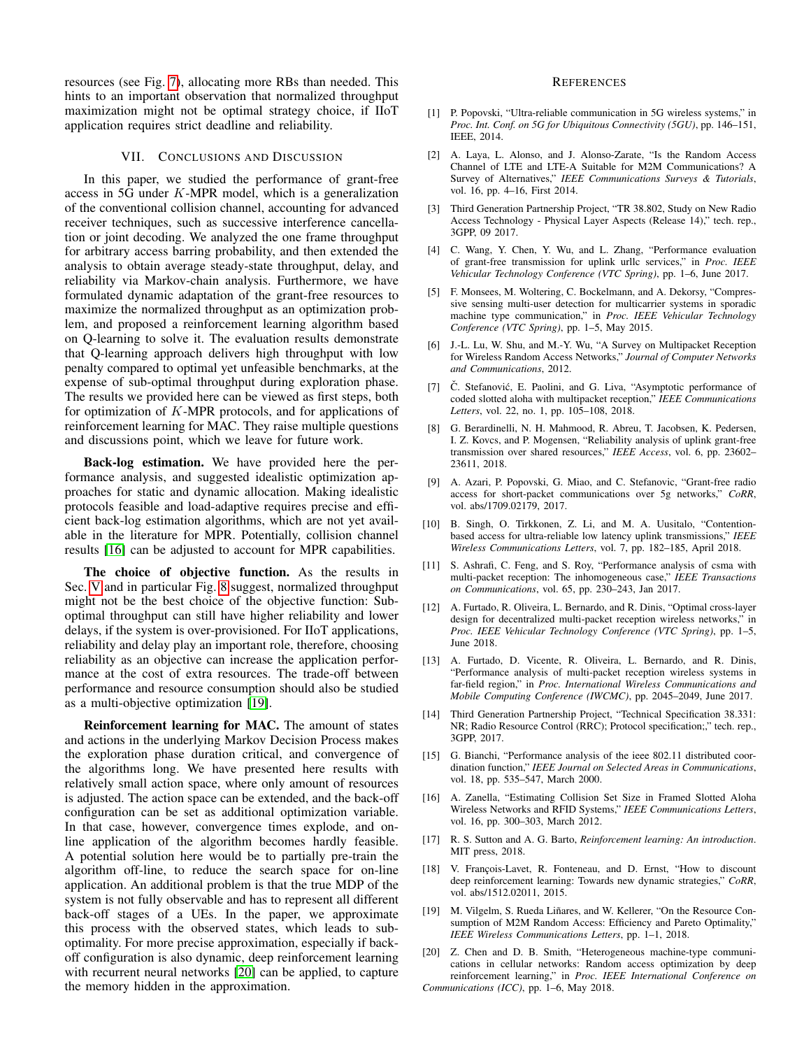resources (see Fig. 7), allocating more RBs than needed. This hints to an important observation that normalized throughput maximization might not be optimal strategy choice, if IIoT application requires strict deadline and reliability.

## VII. Conclusions and Discussion

In this paper, we studied the performance of grant-free access in 5G under $K$-MPR model, which is a generalization of the conventional collision channel, accounting for advanced receiver techniques, such as successive interference cancellation or joint decoding. We analyzed the one frame throughput for arbitrary access barring probability, and then extended the analysis to obtain average steady-state throughput, delay, and reliability via Markov-chain analysis. Furthermore, we have formulated dynamic adaptation of the grant-free resources to maximize the normalized throughput as an optimization problem, and proposed a reinforcement learning algorithm based on Q-learning to solve it. The evaluation results demonstrate that Q-learning approach delivers high throughput with low penalty compared to optimal yet unfeasible benchmarks, at the expense of sub-optimal throughput during exploration phase. The results we provided here can be viewed as first steps, both for optimization of $K$-MPR protocols, and for applications of reinforcement learning for MAC. They raise multiple questions and discussions point, which we leave for future work.

**Back-log estimation.** We have provided here the performance analysis, and suggested idealistic optimization approaches for static and dynamic allocation. Making idealistic protocols feasible and load-adaptive requires precise and efficient back-log estimation algorithms, which are not yet available in the literature for MPR. Potentially, collision channel results [16] can be adjusted to account for MPR capabilities.

**The choice of objective function.** As the results in Sec. V and in particular Fig. 8 suggest, normalized throughput might not be the best choice of the objective function: Sub-optimal throughput can still have higher reliability and lower delays, if the system is over-provisioned. For IIoT applications, reliability and delay play an important role, therefore, choosing reliability as an objective can increase the application performance at the cost of extra resources. The trade-off between performance and resource consumption should also be studied as a multi-objective optimization [19].

**Reinforcement learning for MAC.** The amount of states and actions in the underlying Markov Decision Process makes the exploration phase duration critical, and convergence of the algorithms long. We have presented here results with relatively small action space, where only amount of resources is adjusted. The action space can be extended, and the back-off configuration can be set as additional optimization variable. In that case, however, convergence times explode, and on-line application of the algorithm becomes hardly feasible. A potential solution here would be to partially pre-train the algorithm off-line, to reduce the search space for on-line application. An additional problem is that the true MDP of the system is not fully observable and has to represent all different back-off stages of a UEs. In the paper, we approximate this process with the observed states, which leads to sub-optimality. For more precise approximation, especially if back-off configuration is also dynamic, deep reinforcement learning with recurrent neural networks [20] can be applied, to capture the memory hidden in the approximation.

## References

[1] P. Popovski, "Ultra-reliable communication in 5G wireless systems," in *Proc. Int. Conf. on 5G for Ubiquitous Connectivity (5GU)*, pp. 146–151, IEEE, 2014.

[2] A. Laya, L. Alonso, and J. Alonso-Zarate, "Is the Random Access Channel of LTE and LTE-A Suitable for M2M Communications? A Survey of Alternatives," *IEEE Communications Surveys & Tutorials*, vol. 16, pp. 4–16, First 2014.

[3] Third Generation Partnership Project, "TR 38.802, Study on New Radio Access Technology - Physical Layer Aspects (Release 14)," tech. rep., 3GPP, 09 2017.

[4] C. Wang, Y. Chen, Y. Wu, and L. Zhang, "Performance evaluation of grant-free transmission for uplink urllc services," in *Proc. IEEE Vehicular Technology Conference (VTC Spring)*, pp. 1–6, June 2017.

[5] F. Monsees, M. Woltering, C. Bockelmann, and A. Dekorsy, "Compressive sensing multi-user detection for multicarrier systems in sporadic machine type communication," in *Proc. IEEE Vehicular Technology Conference (VTC Spring)*, pp. 1–5, May 2015.

[6] J.-L. Lu, W. Shu, and M.-Y. Wu, "A Survey on Multipacket Reception for Wireless Random Access Networks," *Journal of Computer Networks and Communications*, 2012.

[7] Č. Stefanović, E. Paolini, and G. Liva, "Asymptotic performance of coded slotted aloha with multipacket reception," *IEEE Communications Letters*, vol. 22, no. 1, pp. 105–108, 2018.

[8] G. Berardinelli, N. H. Mahmood, R. Abreu, T. Jacobsen, K. Pedersen, I. Z. Kovcs, and P. Mogensen, "Reliability analysis of uplink grant-free transmission over shared resources," *IEEE Access*, vol. 6, pp. 23602–23611, 2018.

[9] A. Azari, P. Popovski, G. Miao, and C. Stefanovic, "Grant-free radio access for short-packet communications over 5g networks," *CoRR*, vol. abs/1709.02179, 2017.

[10] B. Singh, O. Tirkkonen, Z. Li, and M. A. Uusitalo, "Contention-based access for ultra-reliable low latency uplink transmissions," *IEEE Wireless Communications Letters*, vol. 7, pp. 182–185, April 2018.

[11] S. Ashrafi, C. Feng, and S. Roy, "Performance analysis of csma with multi-packet reception: The inhomogeneous case," *IEEE Transactions on Communications*, vol. 65, pp. 230–243, Jan 2017.

[12] A. Furtado, R. Oliveira, L. Bernardo, and R. Dinis, "Optimal cross-layer design for decentralized multi-packet reception wireless networks," in *Proc. IEEE Vehicular Technology Conference (VTC Spring)*, pp. 1–5, June 2018.

[13] A. Furtado, D. Vicente, R. Oliveira, L. Bernardo, and R. Dinis, "Performance analysis of multi-packet reception wireless systems in far-field region," in *Proc. International Wireless Communications and Mobile Computing Conference (IWCMC)*, pp. 2045–2049, June 2017.

[14] Third Generation Partnership Project, "Technical Specification 38.331: NR; Radio Resource Control (RRC); Protocol specification;," tech. rep., 3GPP, 2017.

[15] G. Bianchi, "Performance analysis of the ieee 802.11 distributed coordination function," *IEEE Journal on Selected Areas in Communications*, vol. 18, pp. 535–547, March 2000.

[16] A. Zanella, "Estimating Collision Set Size in Framed Slotted Aloha Wireless Networks and RFID Systems," *IEEE Communications Letters*, vol. 16, pp. 300–303, March 2012.

[17] R. S. Sutton and A. G. Barto, *Reinforcement learning: An introduction*. MIT press, 2018.

[18] V. François-Lavet, R. Fonteneau, and D. Ernst, "How to discount deep reinforcement learning: Towards new dynamic strategies," *CoRR*, vol. abs/1512.02011, 2015.

[19] M. Vilgelm, S. Rueda Liñares, and W. Kellerer, "On the Resource Consumption of M2M Random Access: Efficiency and Pareto Optimality," *IEEE Wireless Communications Letters*, pp. 1–1, 2018.

[20] Z. Chen and D. B. Smith, "Heterogeneous machine-type communications in cellular networks: Random access optimization by deep reinforcement learning," in *Proc. IEEE International Conference on Communications (ICC)*, pp. 1–6, May 2018.